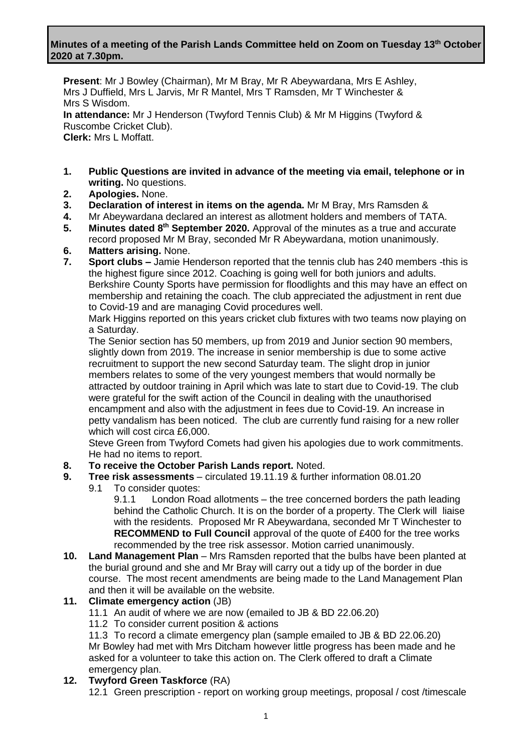**Minutes of a meeting of the Parish Lands Committee held on Zoom on Tuesday 13th October 2020 at 7.30pm.**

**Present**: Mr J Bowley (Chairman), Mr M Bray, Mr R Abeywardana, Mrs E Ashley, Mrs J Duffield, Mrs L Jarvis, Mr R Mantel, Mrs T Ramsden, Mr T Winchester & Mrs S Wisdom.
**In attendance:** Mr J Henderson (Twyford Tennis Club) & Mr M Higgins (Twyford & Ruscombe Cricket Club).
**Clerk:** Mrs L Moffatt.

1. **Public Questions are invited in advance of the meeting via email, telephone or in writing.** No questions.
2. **Apologies.** None.
3. **Declaration of interest in items on the agenda.** Mr M Bray, Mrs Ramsden &
4. Mr Abeywardana declared an interest as allotment holders and members of TATA.
5. **Minutes dated 8th September 2020.** Approval of the minutes as a true and accurate record proposed Mr M Bray, seconded Mr R Abeywardana, motion unanimously.
6. **Matters arising.** None.
7. **Sport clubs –** Jamie Henderson reported that the tennis club has 240 members -this is the highest figure since 2012. Coaching is going well for both juniors and adults. Berkshire County Sports have permission for floodlights and this may have an effect on membership and retaining the coach. The club appreciated the adjustment in rent due to Covid-19 and are managing Covid procedures well.

   Mark Higgins reported on this years cricket club fixtures with two teams now playing on a Saturday.

   The Senior section has 50 members, up from 2019 and Junior section 90 members, slightly down from 2019. The increase in senior membership is due to some active recruitment to support the new second Saturday team. The slight drop in junior members relates to some of the very youngest members that would normally be attracted by outdoor training in April which was late to start due to Covid-19. The club were grateful for the swift action of the Council in dealing with the unauthorised encampment and also with the adjustment in fees due to Covid-19. An increase in petty vandalism has been noticed. The club are currently fund raising for a new roller which will cost circa £6,000.

   Steve Green from Twyford Comets had given his apologies due to work commitments. He had no items to report.
8. **To receive the October Parish Lands report.** Noted.
9. **Tree risk assessments** – circulated 19.11.19 & further information 08.01.20
   - 9.1 To consider quotes:
     - 9.1.1 London Road allotments – the tree concerned borders the path leading behind the Catholic Church. It is on the border of a property. The Clerk will liaise with the residents. Proposed Mr R Abeywardana, seconded Mr T Winchester to **RECOMMEND to Full Council** approval of the quote of £400 for the tree works recommended by the tree risk assessor. Motion carried unanimously.
10. **Land Management Plan** – Mrs Ramsden reported that the bulbs have been planted at the burial ground and she and Mr Bray will carry out a tidy up of the border in due course. The most recent amendments are being made to the Land Management Plan and then it will be available on the website.
11. **Climate emergency action** (JB)
    - 11.1 An audit of where we are now (emailed to JB & BD 22.06.20)
    - 11.2 To consider current position & actions
    - 11.3 To record a climate emergency plan (sample emailed to JB & BD 22.06.20)

    Mr Bowley had met with Mrs Ditcham however little progress has been made and he asked for a volunteer to take this action on. The Clerk offered to draft a Climate emergency plan.
12. **Twyford Green Taskforce** (RA)
    - 12.1 Green prescription - report on working group meetings, proposal / cost /timescale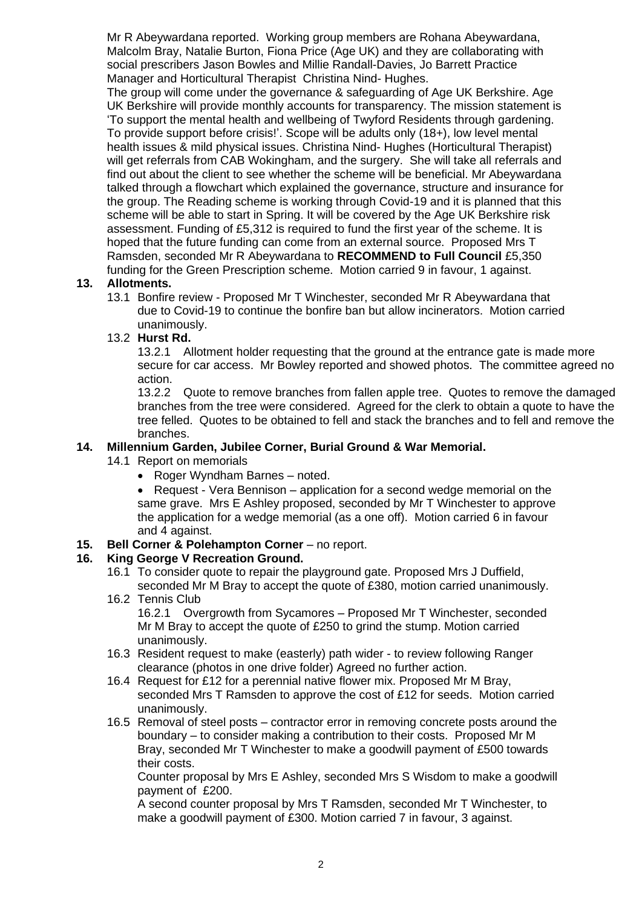Mr R Abeywardana reported. Working group members are Rohana Abeywardana, Malcolm Bray, Natalie Burton, Fiona Price (Age UK) and they are collaborating with social prescribers Jason Bowles and Millie Randall-Davies, Jo Barrett Practice Manager and Horticultural Therapist Christina Nind- Hughes.

The group will come under the governance & safeguarding of Age UK Berkshire. Age UK Berkshire will provide monthly accounts for transparency. The mission statement is 'To support the mental health and wellbeing of Twyford Residents through gardening. To provide support before crisis!'. Scope will be adults only (18+), low level mental health issues & mild physical issues. Christina Nind- Hughes (Horticultural Therapist) will get referrals from CAB Wokingham, and the surgery. She will take all referrals and find out about the client to see whether the scheme will be beneficial. Mr Abeywardana talked through a flowchart which explained the governance, structure and insurance for the group. The Reading scheme is working through Covid-19 and it is planned that this scheme will be able to start in Spring. It will be covered by the Age UK Berkshire risk assessment. Funding of £5,312 is required to fund the first year of the scheme. It is hoped that the future funding can come from an external source. Proposed Mrs T Ramsden, seconded Mr R Abeywardana to **RECOMMEND to Full Council** £5,350 funding for the Green Prescription scheme. Motion carried 9 in favour, 1 against.

**13. Allotments.**

13.1 Bonfire review - Proposed Mr T Winchester, seconded Mr R Abeywardana that due to Covid-19 to continue the bonfire ban but allow incinerators. Motion carried unanimously.

13.2 **Hurst Rd.**

13.2.1 Allotment holder requesting that the ground at the entrance gate is made more secure for car access. Mr Bowley reported and showed photos. The committee agreed no action.

13.2.2 Quote to remove branches from fallen apple tree. Quotes to remove the damaged branches from the tree were considered. Agreed for the clerk to obtain a quote to have the tree felled. Quotes to be obtained to fell and stack the branches and to fell and remove the branches.

**14. Millennium Garden, Jubilee Corner, Burial Ground & War Memorial.**

14.1 Report on memorials

- Roger Wyndham Barnes – noted.
- Request - Vera Bennison – application for a second wedge memorial on the same grave. Mrs E Ashley proposed, seconded by Mr T Winchester to approve the application for a wedge memorial (as a one off). Motion carried 6 in favour and 4 against.

**15. Bell Corner & Polehampton Corner** – no report.

**16. King George V Recreation Ground.**

16.1 To consider quote to repair the playground gate. Proposed Mrs J Duffield, seconded Mr M Bray to accept the quote of £380, motion carried unanimously.

16.2 Tennis Club

16.2.1 Overgrowth from Sycamores – Proposed Mr T Winchester, seconded Mr M Bray to accept the quote of £250 to grind the stump. Motion carried unanimously.

16.3 Resident request to make (easterly) path wider - to review following Ranger clearance (photos in one drive folder) Agreed no further action.

16.4 Request for £12 for a perennial native flower mix. Proposed Mr M Bray, seconded Mrs T Ramsden to approve the cost of £12 for seeds. Motion carried unanimously.

16.5 Removal of steel posts – contractor error in removing concrete posts around the boundary – to consider making a contribution to their costs. Proposed Mr M Bray, seconded Mr T Winchester to make a goodwill payment of £500 towards their costs.

Counter proposal by Mrs E Ashley, seconded Mrs S Wisdom to make a goodwill payment of £200.

A second counter proposal by Mrs T Ramsden, seconded Mr T Winchester, to make a goodwill payment of £300. Motion carried 7 in favour, 3 against.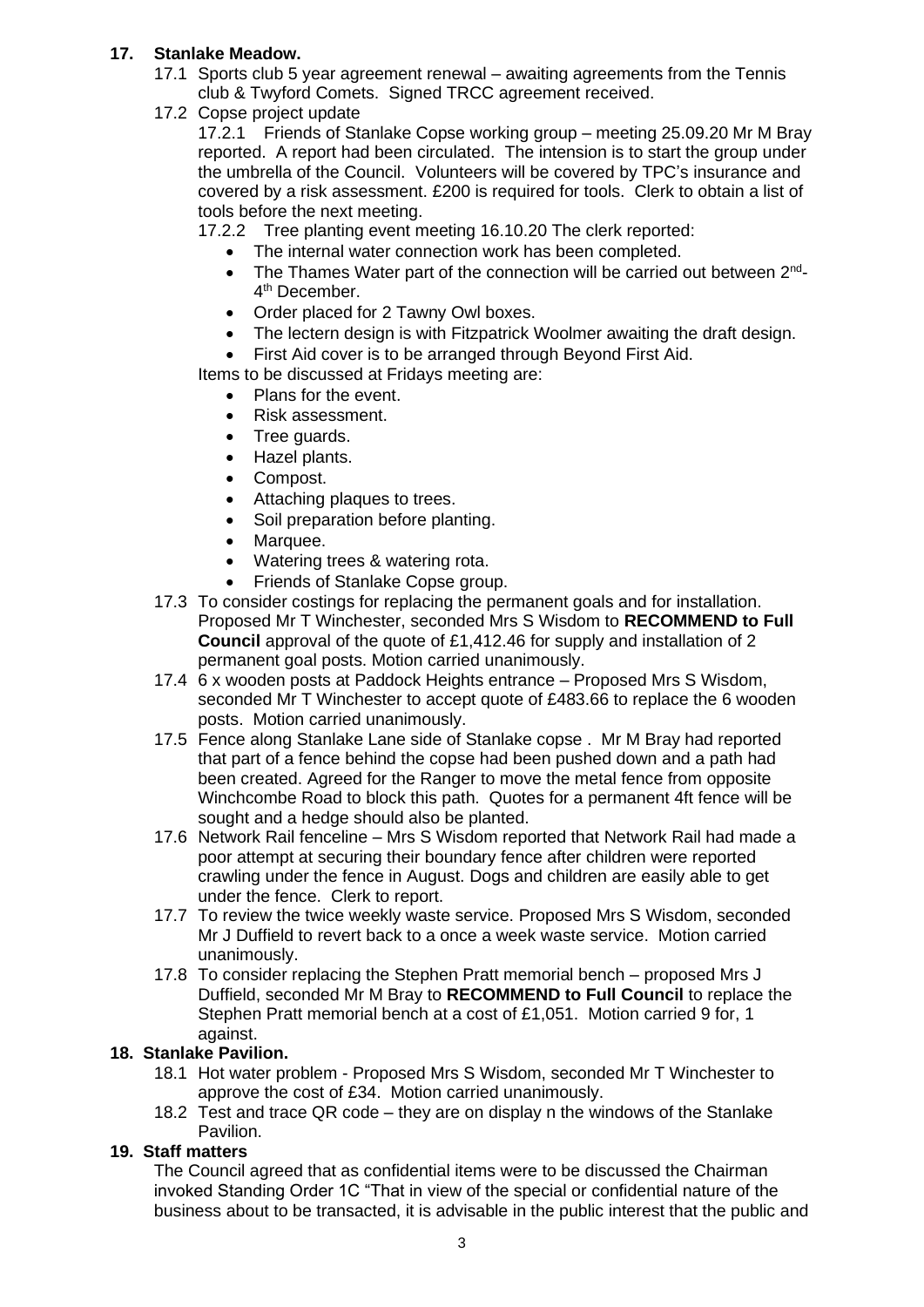## 17. Stanlake Meadow.

17.1 Sports club 5 year agreement renewal – awaiting agreements from the Tennis club & Twyford Comets. Signed TRCC agreement received.

17.2 Copse project update

17.2.1 Friends of Stanlake Copse working group – meeting 25.09.20 Mr M Bray reported. A report had been circulated. The intension is to start the group under the umbrella of the Council. Volunteers will be covered by TPC's insurance and covered by a risk assessment. £200 is required for tools. Clerk to obtain a list of tools before the next meeting.

17.2.2 Tree planting event meeting 16.10.20 The clerk reported:

- The internal water connection work has been completed.
- The Thames Water part of the connection will be carried out between 2nd-4th December.
- Order placed for 2 Tawny Owl boxes.
- The lectern design is with Fitzpatrick Woolmer awaiting the draft design.
- First Aid cover is to be arranged through Beyond First Aid.

Items to be discussed at Fridays meeting are:

- Plans for the event.
- Risk assessment.
- Tree guards.
- Hazel plants.
- Compost.
- Attaching plaques to trees.
- Soil preparation before planting.
- Marquee.
- Watering trees & watering rota.
- Friends of Stanlake Copse group.

17.3 To consider costings for replacing the permanent goals and for installation. Proposed Mr T Winchester, seconded Mrs S Wisdom to **RECOMMEND to Full Council** approval of the quote of £1,412.46 for supply and installation of 2 permanent goal posts. Motion carried unanimously.

17.4 6 x wooden posts at Paddock Heights entrance – Proposed Mrs S Wisdom, seconded Mr T Winchester to accept quote of £483.66 to replace the 6 wooden posts. Motion carried unanimously.

17.5 Fence along Stanlake Lane side of Stanlake copse . Mr M Bray had reported that part of a fence behind the copse had been pushed down and a path had been created. Agreed for the Ranger to move the metal fence from opposite Winchcombe Road to block this path. Quotes for a permanent 4ft fence will be sought and a hedge should also be planted.

17.6 Network Rail fenceline – Mrs S Wisdom reported that Network Rail had made a poor attempt at securing their boundary fence after children were reported crawling under the fence in August. Dogs and children are easily able to get under the fence. Clerk to report.

17.7 To review the twice weekly waste service. Proposed Mrs S Wisdom, seconded Mr J Duffield to revert back to a once a week waste service. Motion carried unanimously.

17.8 To consider replacing the Stephen Pratt memorial bench – proposed Mrs J Duffield, seconded Mr M Bray to **RECOMMEND to Full Council** to replace the Stephen Pratt memorial bench at a cost of £1,051. Motion carried 9 for, 1 against.

## 18. Stanlake Pavilion.

18.1 Hot water problem - Proposed Mrs S Wisdom, seconded Mr T Winchester to approve the cost of £34. Motion carried unanimously.

18.2 Test and trace QR code – they are on display n the windows of the Stanlake Pavilion.

## 19. Staff matters

The Council agreed that as confidential items were to be discussed the Chairman invoked Standing Order 1C "That in view of the special or confidential nature of the business about to be transacted, it is advisable in the public interest that the public and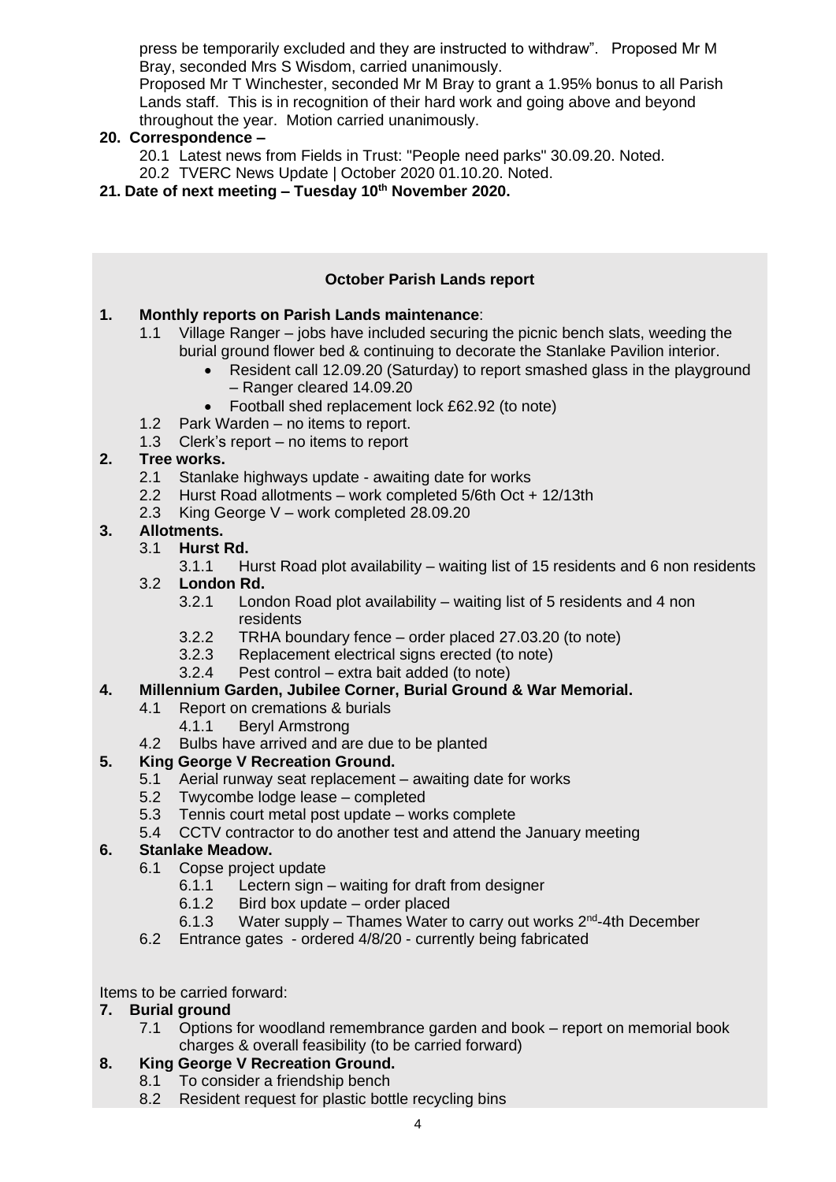press be temporarily excluded and they are instructed to withdraw". Proposed Mr M Bray, seconded Mrs S Wisdom, carried unanimously.
Proposed Mr T Winchester, seconded Mr M Bray to grant a 1.95% bonus to all Parish Lands staff. This is in recognition of their hard work and going above and beyond throughout the year. Motion carried unanimously.

**20. Correspondence –**

- 20.1 Latest news from Fields in Trust: "People need parks" 30.09.20. Noted.
- 20.2 TVERC News Update | October 2020 01.10.20. Noted.

**21. Date of next meeting – Tuesday 10th November 2020.**

**October Parish Lands report**

**1. Monthly reports on Parish Lands maintenance**:

- 1.1 Village Ranger – jobs have included securing the picnic bench slats, weeding the burial ground flower bed & continuing to decorate the Stanlake Pavilion interior.
  - Resident call 12.09.20 (Saturday) to report smashed glass in the playground – Ranger cleared 14.09.20
  - Football shed replacement lock £62.92 (to note)
- 1.2 Park Warden – no items to report.
- 1.3 Clerk's report – no items to report

**2. Tree works.**

- 2.1 Stanlake highways update - awaiting date for works
- 2.2 Hurst Road allotments – work completed 5/6th Oct + 12/13th
- 2.3 King George V – work completed 28.09.20

**3. Allotments.**

- 3.1 **Hurst Rd.**
  - 3.1.1 Hurst Road plot availability – waiting list of 15 residents and 6 non residents
- 3.2 **London Rd.**
  - 3.2.1 London Road plot availability – waiting list of 5 residents and 4 non residents
  - 3.2.2 TRHA boundary fence – order placed 27.03.20 (to note)
  - 3.2.3 Replacement electrical signs erected (to note)
  - 3.2.4 Pest control – extra bait added (to note)

**4. Millennium Garden, Jubilee Corner, Burial Ground & War Memorial.**

- 4.1 Report on cremations & burials
  - 4.1.1 Beryl Armstrong
- 4.2 Bulbs have arrived and are due to be planted

**5. King George V Recreation Ground.**

- 5.1 Aerial runway seat replacement – awaiting date for works
- 5.2 Twycombe lodge lease – completed
- 5.3 Tennis court metal post update – works complete
- 5.4 CCTV contractor to do another test and attend the January meeting

**6. Stanlake Meadow.**

- 6.1 Copse project update
  - 6.1.1 Lectern sign – waiting for draft from designer
  - 6.1.2 Bird box update – order placed
  - 6.1.3 Water supply – Thames Water to carry out works 2nd-4th December
- 6.2 Entrance gates - ordered 4/8/20 - currently being fabricated

Items to be carried forward:

**7. Burial ground**

- 7.1 Options for woodland remembrance garden and book – report on memorial book charges & overall feasibility (to be carried forward)

**8. King George V Recreation Ground.**

- 8.1 To consider a friendship bench
- 8.2 Resident request for plastic bottle recycling bins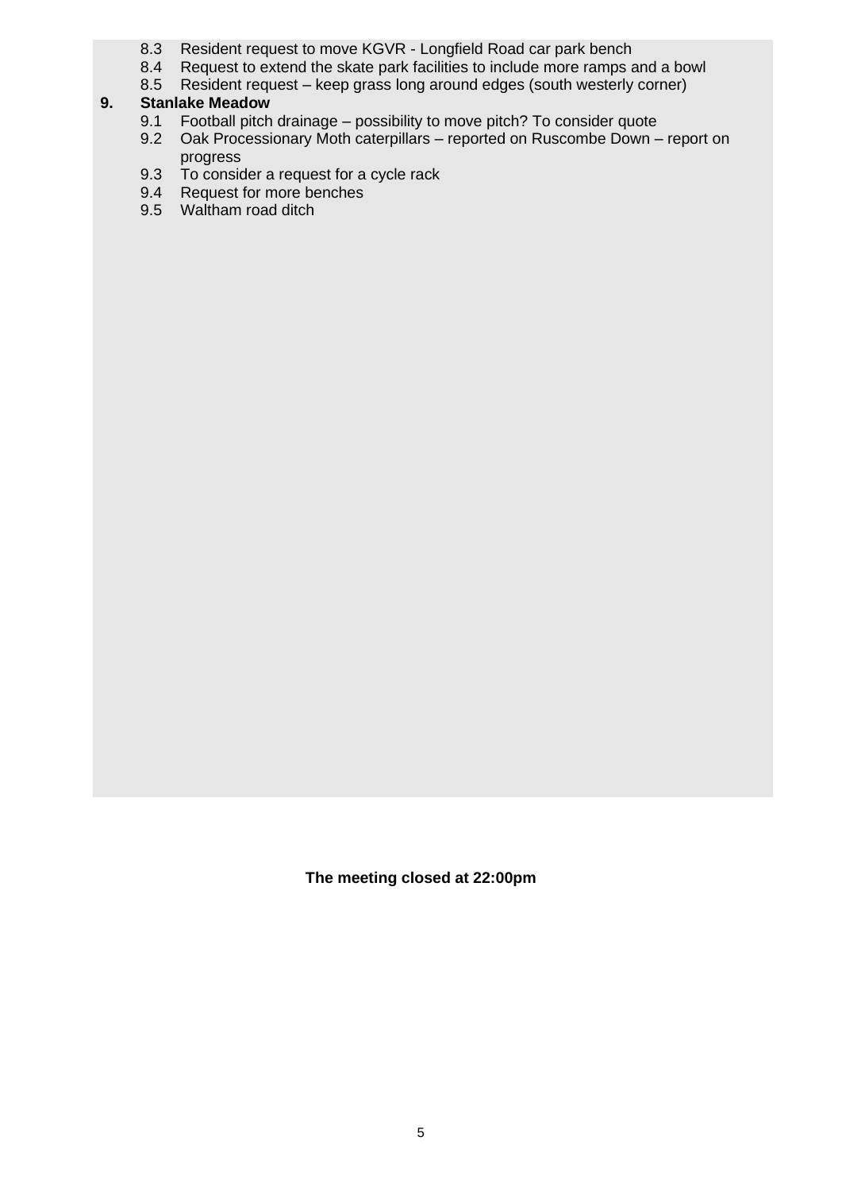8.3 Resident request to move KGVR - Longfield Road car park bench
8.4 Request to extend the skate park facilities to include more ramps and a bowl
8.5 Resident request – keep grass long around edges (south westerly corner)

**9. Stanlake Meadow**

9.1 Football pitch drainage – possibility to move pitch? To consider quote
9.2 Oak Processionary Moth caterpillars – reported on Ruscombe Down – report on progress
9.3 To consider a request for a cycle rack
9.4 Request for more benches
9.5 Waltham road ditch

**The meeting closed at 22:00pm**